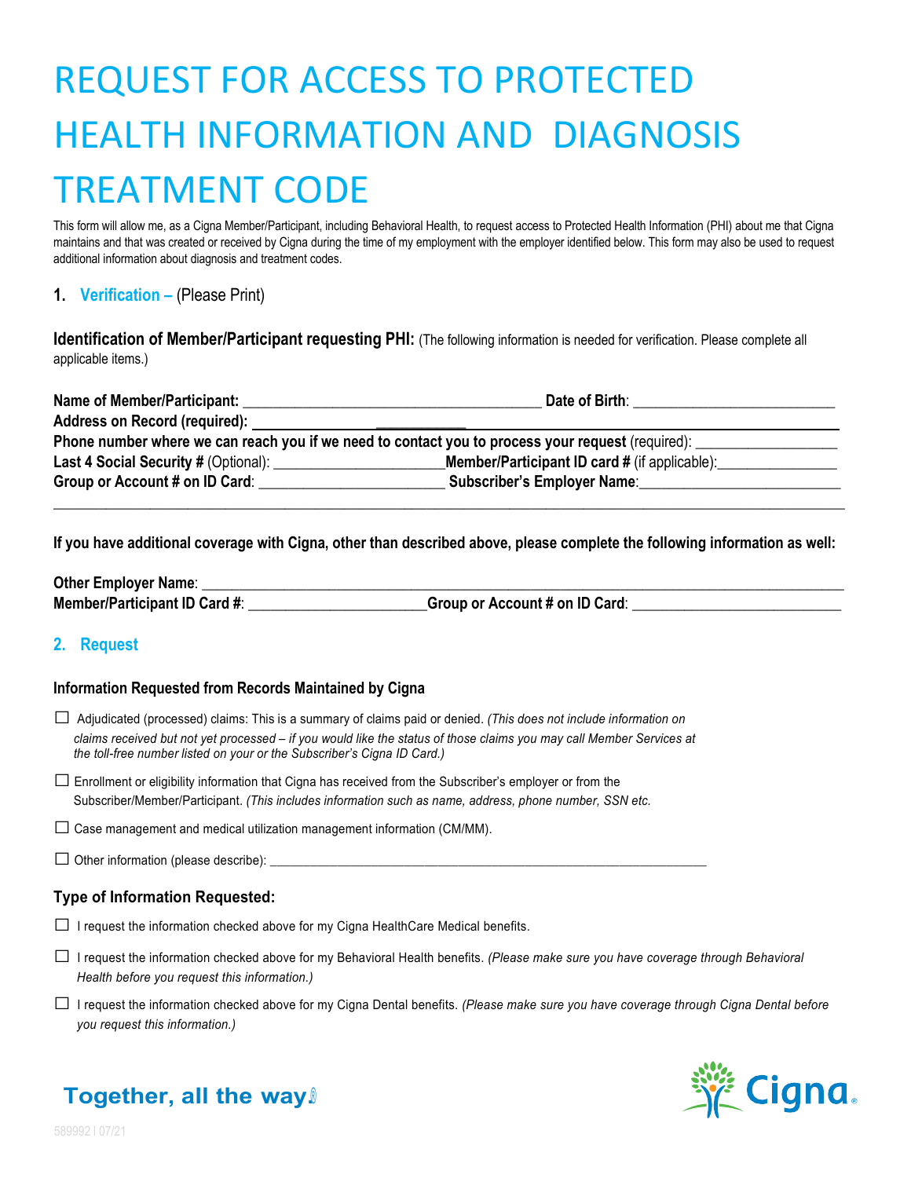# REQUEST FOR ACCESS TO PROTECTED HEALTH INFORMATION AND DIAGNOSIS TREATMENT CODE

This form will allow me, as a Cigna Member/Participant, including Behavioral Health, to request access to Protected Health Information (PHI) about me that Cigna maintains and that was created or received by Cigna during the time of my employment with the employer identified below. This form may also be used to request additional information about diagnosis and treatment codes.

## 1. Verification – (Please Print)

**Identification of Member/Participant requesting PHI:** (The following information is needed for verification. Please complete all applicable items.)

**Name of Member/Participant:** ______________________________ **Date of Birth**: ____________________

**Address on Record (required):** ______________________________

**Phone number where we can reach you if we need to contact you to process your request** (required): ______________

**Last 4 Social Security #** (Optional): __________________ **Member/Participant ID card #** (if applicable): ______________

**Group or Account # on ID Card**: __________________ **Subscriber's Employer Name**: ____________________

---

**If you have additional coverage with Cigna, other than described above, please complete the following information as well:**

**Other Employer Name**: ____________________________________________

**Member/Participant ID Card #**: __________________ **Group or Account # on ID Card**: ____________________

## 2. Request

### Information Requested from Records Maintained by Cigna

☐ Adjudicated (processed) claims: This is a summary of claims paid or denied. *(This does not include information on claims received but not yet processed – if you would like the status of those claims you may call Member Services at the toll-free number listed on your or the Subscriber's Cigna ID Card.)*

☐ Enrollment or eligibility information that Cigna has received from the Subscriber's employer or from the Subscriber/Member/Participant. *(This includes information such as name, address, phone number, SSN etc.*

☐ Case management and medical utilization management information (CM/MM).

☐ Other information (please describe): ____________________________________________

### Type of Information Requested:

☐ I request the information checked above for my Cigna HealthCare Medical benefits.

☐ I request the information checked above for my Behavioral Health benefits. *(Please make sure you have coverage through Behavioral Health before you request this information.)*

☐ I request the information checked above for my Cigna Dental benefits. *(Please make sure you have coverage through Cigna Dental before you request this information.)*

**Together, all the way.**

Cigna

589992 | 07/21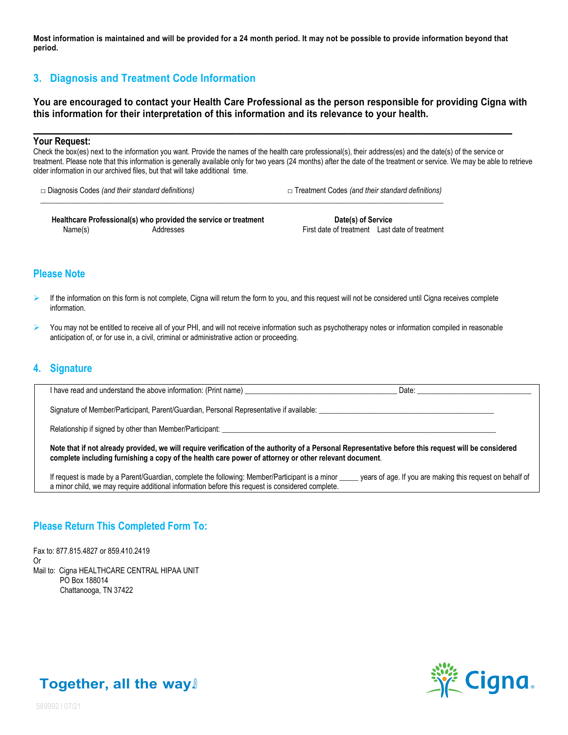**Most information is maintained and will be provided for a 24 month period. It may not be possible to provide information beyond that period.**

## 3. Diagnosis and Treatment Code Information

**You are encouraged to contact your Health Care Professional as the person responsible for providing Cigna with this information for their interpretation of this information and its relevance to your health.**

**Your Request:**

Check the box(es) next to the information you want. Provide the names of the health care professional(s), their address(es) and the date(s) of the service or treatment. Please note that this information is generally available only for two years (24 months) after the date of the treatment or service. We may be able to retrieve older information in our archived files, but that will take additional time.

□ Diagnosis Codes *(and their standard definitions)* □ Treatment Codes *(and their standard definitions)*

| Healthcare Professional(s) who provided the service or treatment | | Date(s) of Service | |
|---|---|---|---|
| Name(s) | Addresses | First date of treatment | Last date of treatment |

## Please Note

- If the information on this form is not complete, Cigna will return the form to you, and this request will not be considered until Cigna receives complete information.
- You may not be entitled to receive all of your PHI, and will not receive information such as psychotherapy notes or information compiled in reasonable anticipation of, or for use in, a civil, criminal or administrative action or proceeding.

## 4. Signature

I have read and understand the above information: (Print name) ______________________________________ Date: ____________________________

Signature of Member/Participant, Parent/Guardian, Personal Representative if available: ____________________________________________

Relationship if signed by other than Member/Participant: ______________________________________________________________________

**Note that if not already provided, we will require verification of the authority of a Personal Representative before this request will be considered complete including furnishing a copy of the health care power of attorney or other relevant document**.

If request is made by a Parent/Guardian, complete the following: Member/Participant is a minor _____ years of age. If you are making this request on behalf of a minor child, we may require additional information before this request is considered complete.

## Please Return This Completed Form To:

Fax to: 877.815.4827 or 859.410.2419
Or
Mail to: Cigna HEALTHCARE CENTRAL HIPAA UNIT
PO Box 188014
Chattanooga, TN 37422

Together, all the way.

Cigna.

589992 | 07/21